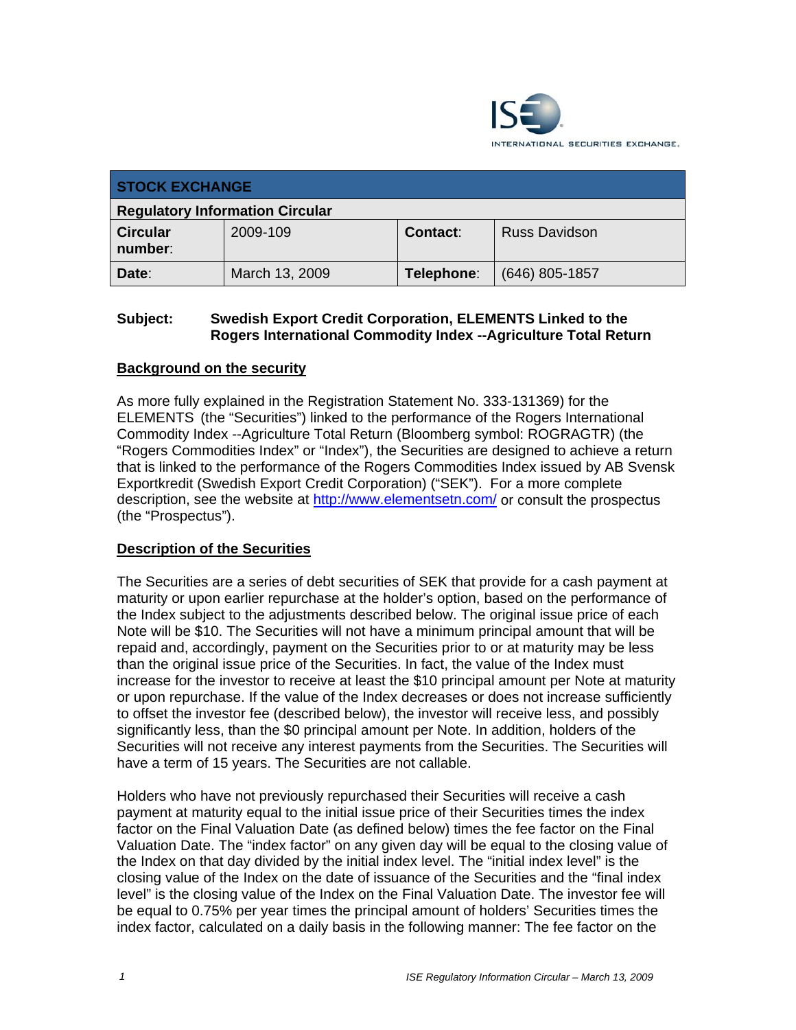ISE INTERNATIONAL SECURITIES EXCHANGE.

| STOCK EXCHANGE | | | |
|---|---|---|---|
| **Regulatory Information Circular** | | | |
| **Circular number**: | 2009-109 | **Contact**: | Russ Davidson |
| **Date**: | March 13, 2009 | **Telephone**: | (646) 805-1857 |

**Subject: Swedish Export Credit Corporation, ELEMENTS Linked to the Rogers International Commodity Index --Agriculture Total Return**

## Background on the security

As more fully explained in the Registration Statement No. 333-131369) for the ELEMENTS (the "Securities") linked to the performance of the Rogers International Commodity Index --Agriculture Total Return (Bloomberg symbol: ROGRAGTR) (the "Rogers Commodities Index" or "Index"), the Securities are designed to achieve a return that is linked to the performance of the Rogers Commodities Index issued by AB Svensk Exportkredit (Swedish Export Credit Corporation) ("SEK"). For a more complete description, see the website at http://www.elementsetn.com/ or consult the prospectus (the "Prospectus").

## Description of the Securities

The Securities are a series of debt securities of SEK that provide for a cash payment at maturity or upon earlier repurchase at the holder's option, based on the performance of the Index subject to the adjustments described below. The original issue price of each Note will be $10. The Securities will not have a minimum principal amount that will be repaid and, accordingly, payment on the Securities prior to or at maturity may be less than the original issue price of the Securities. In fact, the value of the Index must increase for the investor to receive at least the $10 principal amount per Note at maturity or upon repurchase. If the value of the Index decreases or does not increase sufficiently to offset the investor fee (described below), the investor will receive less, and possibly significantly less, than the $0 principal amount per Note. In addition, holders of the Securities will not receive any interest payments from the Securities. The Securities will have a term of 15 years. The Securities are not callable.

Holders who have not previously repurchased their Securities will receive a cash payment at maturity equal to the initial issue price of their Securities times the index factor on the Final Valuation Date (as defined below) times the fee factor on the Final Valuation Date. The "index factor" on any given day will be equal to the closing value of the Index on that day divided by the initial index level. The "initial index level" is the closing value of the Index on the date of issuance of the Securities and the "final index level" is the closing value of the Index on the Final Valuation Date. The investor fee will be equal to 0.75% per year times the principal amount of holders' Securities times the index factor, calculated on a daily basis in the following manner: The fee factor on the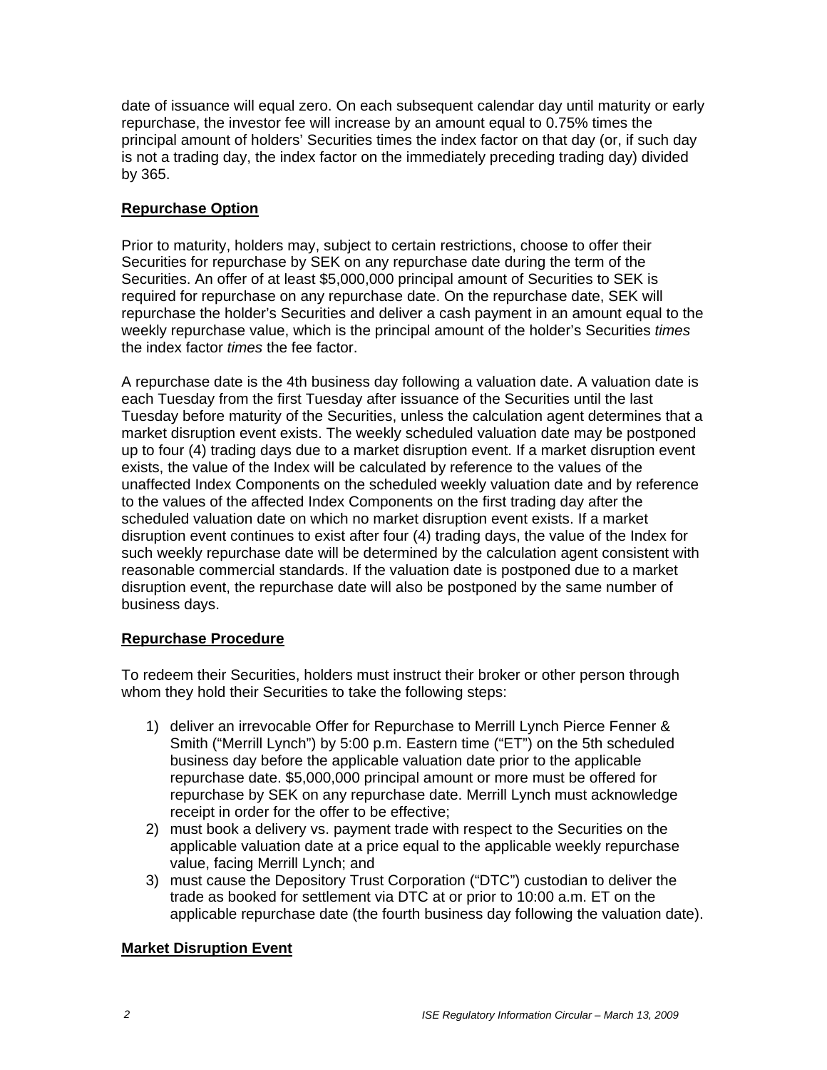date of issuance will equal zero. On each subsequent calendar day until maturity or early repurchase, the investor fee will increase by an amount equal to 0.75% times the principal amount of holders' Securities times the index factor on that day (or, if such day is not a trading day, the index factor on the immediately preceding trading day) divided by 365.

## Repurchase Option

Prior to maturity, holders may, subject to certain restrictions, choose to offer their Securities for repurchase by SEK on any repurchase date during the term of the Securities. An offer of at least $5,000,000 principal amount of Securities to SEK is required for repurchase on any repurchase date. On the repurchase date, SEK will repurchase the holder's Securities and deliver a cash payment in an amount equal to the weekly repurchase value, which is the principal amount of the holder's Securities *times* the index factor *times* the fee factor.

A repurchase date is the 4th business day following a valuation date. A valuation date is each Tuesday from the first Tuesday after issuance of the Securities until the last Tuesday before maturity of the Securities, unless the calculation agent determines that a market disruption event exists. The weekly scheduled valuation date may be postponed up to four (4) trading days due to a market disruption event. If a market disruption event exists, the value of the Index will be calculated by reference to the values of the unaffected Index Components on the scheduled weekly valuation date and by reference to the values of the affected Index Components on the first trading day after the scheduled valuation date on which no market disruption event exists. If a market disruption event continues to exist after four (4) trading days, the value of the Index for such weekly repurchase date will be determined by the calculation agent consistent with reasonable commercial standards. If the valuation date is postponed due to a market disruption event, the repurchase date will also be postponed by the same number of business days.

## Repurchase Procedure

To redeem their Securities, holders must instruct their broker or other person through whom they hold their Securities to take the following steps:

1) deliver an irrevocable Offer for Repurchase to Merrill Lynch Pierce Fenner & Smith ("Merrill Lynch") by 5:00 p.m. Eastern time ("ET") on the 5th scheduled business day before the applicable valuation date prior to the applicable repurchase date. $5,000,000 principal amount or more must be offered for repurchase by SEK on any repurchase date. Merrill Lynch must acknowledge receipt in order for the offer to be effective;
2) must book a delivery vs. payment trade with respect to the Securities on the applicable valuation date at a price equal to the applicable weekly repurchase value, facing Merrill Lynch; and
3) must cause the Depository Trust Corporation ("DTC") custodian to deliver the trade as booked for settlement via DTC at or prior to 10:00 a.m. ET on the applicable repurchase date (the fourth business day following the valuation date).

## Market Disruption Event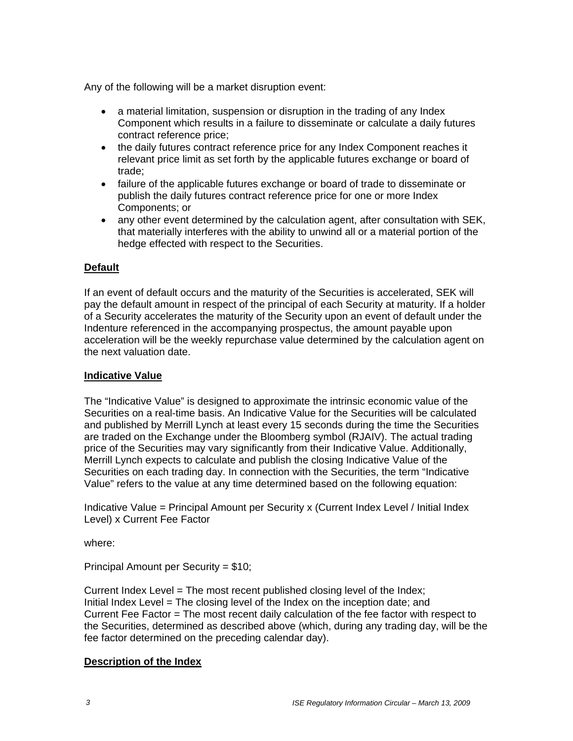Any of the following will be a market disruption event:

- a material limitation, suspension or disruption in the trading of any Index Component which results in a failure to disseminate or calculate a daily futures contract reference price;
- the daily futures contract reference price for any Index Component reaches it relevant price limit as set forth by the applicable futures exchange or board of trade;
- failure of the applicable futures exchange or board of trade to disseminate or publish the daily futures contract reference price for one or more Index Components; or
- any other event determined by the calculation agent, after consultation with SEK, that materially interferes with the ability to unwind all or a material portion of the hedge effected with respect to the Securities.

## Default

If an event of default occurs and the maturity of the Securities is accelerated, SEK will pay the default amount in respect of the principal of each Security at maturity. If a holder of a Security accelerates the maturity of the Security upon an event of default under the Indenture referenced in the accompanying prospectus, the amount payable upon acceleration will be the weekly repurchase value determined by the calculation agent on the next valuation date.

## Indicative Value

The "Indicative Value" is designed to approximate the intrinsic economic value of the Securities on a real-time basis. An Indicative Value for the Securities will be calculated and published by Merrill Lynch at least every 15 seconds during the time the Securities are traded on the Exchange under the Bloomberg symbol (RJAIV). The actual trading price of the Securities may vary significantly from their Indicative Value. Additionally, Merrill Lynch expects to calculate and publish the closing Indicative Value of the Securities on each trading day. In connection with the Securities, the term "Indicative Value" refers to the value at any time determined based on the following equation:

Indicative Value = Principal Amount per Security x (Current Index Level / Initial Index Level) x Current Fee Factor

where:

Principal Amount per Security = $10;

Current Index Level = The most recent published closing level of the Index;
Initial Index Level = The closing level of the Index on the inception date; and
Current Fee Factor = The most recent daily calculation of the fee factor with respect to the Securities, determined as described above (which, during any trading day, will be the fee factor determined on the preceding calendar day).

## Description of the Index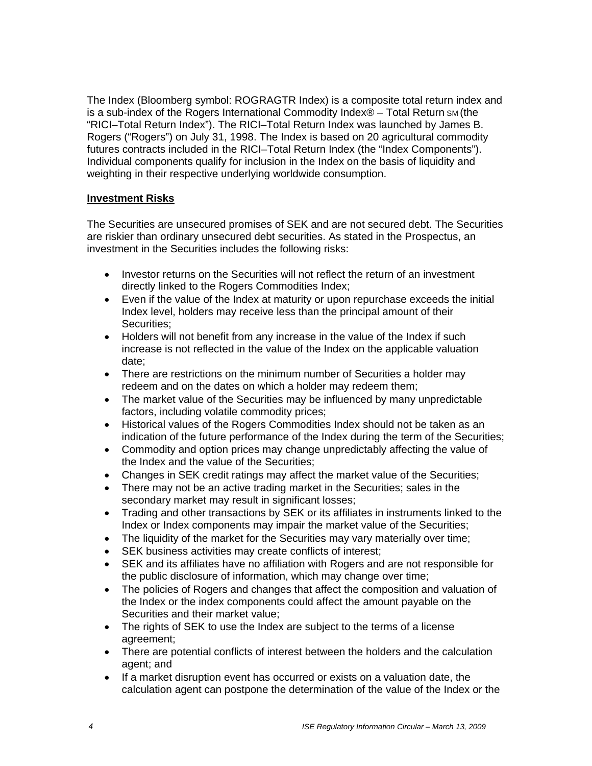The Index (Bloomberg symbol: ROGRAGTR Index) is a composite total return index and is a sub-index of the Rogers International Commodity Index® – Total Return SM (the "RICI–Total Return Index"). The RICI–Total Return Index was launched by James B. Rogers ("Rogers") on July 31, 1998. The Index is based on 20 agricultural commodity futures contracts included in the RICI–Total Return Index (the "Index Components"). Individual components qualify for inclusion in the Index on the basis of liquidity and weighting in their respective underlying worldwide consumption.

**Investment Risks**

The Securities are unsecured promises of SEK and are not secured debt. The Securities are riskier than ordinary unsecured debt securities. As stated in the Prospectus, an investment in the Securities includes the following risks:

- Investor returns on the Securities will not reflect the return of an investment directly linked to the Rogers Commodities Index;
- Even if the value of the Index at maturity or upon repurchase exceeds the initial Index level, holders may receive less than the principal amount of their Securities;
- Holders will not benefit from any increase in the value of the Index if such increase is not reflected in the value of the Index on the applicable valuation date;
- There are restrictions on the minimum number of Securities a holder may redeem and on the dates on which a holder may redeem them;
- The market value of the Securities may be influenced by many unpredictable factors, including volatile commodity prices;
- Historical values of the Rogers Commodities Index should not be taken as an indication of the future performance of the Index during the term of the Securities;
- Commodity and option prices may change unpredictably affecting the value of the Index and the value of the Securities;
- Changes in SEK credit ratings may affect the market value of the Securities;
- There may not be an active trading market in the Securities; sales in the secondary market may result in significant losses;
- Trading and other transactions by SEK or its affiliates in instruments linked to the Index or Index components may impair the market value of the Securities;
- The liquidity of the market for the Securities may vary materially over time;
- SEK business activities may create conflicts of interest;
- SEK and its affiliates have no affiliation with Rogers and are not responsible for the public disclosure of information, which may change over time;
- The policies of Rogers and changes that affect the composition and valuation of the Index or the index components could affect the amount payable on the Securities and their market value;
- The rights of SEK to use the Index are subject to the terms of a license agreement;
- There are potential conflicts of interest between the holders and the calculation agent; and
- If a market disruption event has occurred or exists on a valuation date, the calculation agent can postpone the determination of the value of the Index or the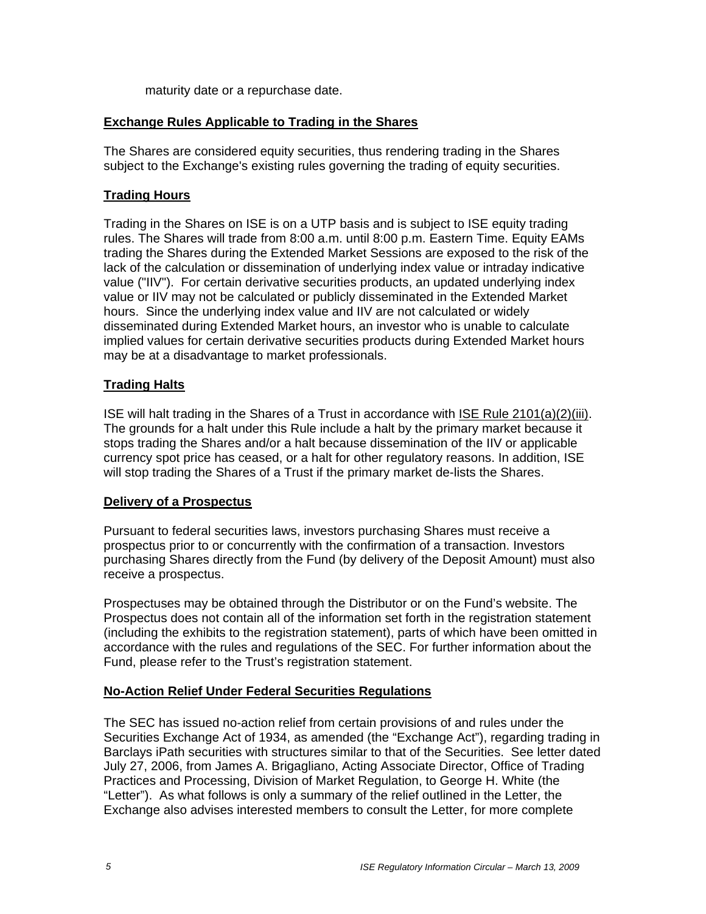maturity date or a repurchase date.

**Exchange Rules Applicable to Trading in the Shares**

The Shares are considered equity securities, thus rendering trading in the Shares subject to the Exchange's existing rules governing the trading of equity securities.

**Trading Hours**

Trading in the Shares on ISE is on a UTP basis and is subject to ISE equity trading rules. The Shares will trade from 8:00 a.m. until 8:00 p.m. Eastern Time. Equity EAMs trading the Shares during the Extended Market Sessions are exposed to the risk of the lack of the calculation or dissemination of underlying index value or intraday indicative value ("IIV"). For certain derivative securities products, an updated underlying index value or IIV may not be calculated or publicly disseminated in the Extended Market hours. Since the underlying index value and IIV are not calculated or widely disseminated during Extended Market hours, an investor who is unable to calculate implied values for certain derivative securities products during Extended Market hours may be at a disadvantage to market professionals.

**Trading Halts**

ISE will halt trading in the Shares of a Trust in accordance with ISE Rule 2101(a)(2)(iii). The grounds for a halt under this Rule include a halt by the primary market because it stops trading the Shares and/or a halt because dissemination of the IIV or applicable currency spot price has ceased, or a halt for other regulatory reasons. In addition, ISE will stop trading the Shares of a Trust if the primary market de-lists the Shares.

**Delivery of a Prospectus**

Pursuant to federal securities laws, investors purchasing Shares must receive a prospectus prior to or concurrently with the confirmation of a transaction. Investors purchasing Shares directly from the Fund (by delivery of the Deposit Amount) must also receive a prospectus.

Prospectuses may be obtained through the Distributor or on the Fund's website. The Prospectus does not contain all of the information set forth in the registration statement (including the exhibits to the registration statement), parts of which have been omitted in accordance with the rules and regulations of the SEC. For further information about the Fund, please refer to the Trust's registration statement.

**No-Action Relief Under Federal Securities Regulations**

The SEC has issued no-action relief from certain provisions of and rules under the Securities Exchange Act of 1934, as amended (the "Exchange Act"), regarding trading in Barclays iPath securities with structures similar to that of the Securities. See letter dated July 27, 2006, from James A. Brigagliano, Acting Associate Director, Office of Trading Practices and Processing, Division of Market Regulation, to George H. White (the "Letter"). As what follows is only a summary of the relief outlined in the Letter, the Exchange also advises interested members to consult the Letter, for more complete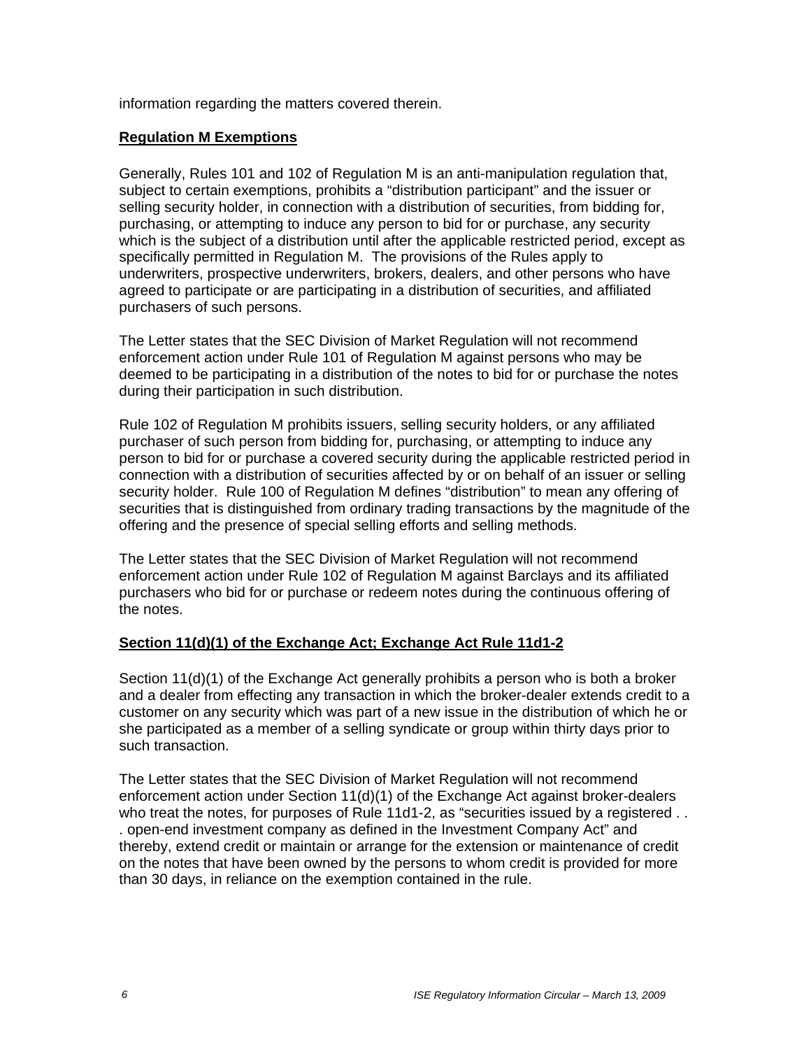information regarding the matters covered therein.

**Regulation M Exemptions**

Generally, Rules 101 and 102 of Regulation M is an anti-manipulation regulation that, subject to certain exemptions, prohibits a "distribution participant" and the issuer or selling security holder, in connection with a distribution of securities, from bidding for, purchasing, or attempting to induce any person to bid for or purchase, any security which is the subject of a distribution until after the applicable restricted period, except as specifically permitted in Regulation M. The provisions of the Rules apply to underwriters, prospective underwriters, brokers, dealers, and other persons who have agreed to participate or are participating in a distribution of securities, and affiliated purchasers of such persons.

The Letter states that the SEC Division of Market Regulation will not recommend enforcement action under Rule 101 of Regulation M against persons who may be deemed to be participating in a distribution of the notes to bid for or purchase the notes during their participation in such distribution.

Rule 102 of Regulation M prohibits issuers, selling security holders, or any affiliated purchaser of such person from bidding for, purchasing, or attempting to induce any person to bid for or purchase a covered security during the applicable restricted period in connection with a distribution of securities affected by or on behalf of an issuer or selling security holder. Rule 100 of Regulation M defines "distribution" to mean any offering of securities that is distinguished from ordinary trading transactions by the magnitude of the offering and the presence of special selling efforts and selling methods.

The Letter states that the SEC Division of Market Regulation will not recommend enforcement action under Rule 102 of Regulation M against Barclays and its affiliated purchasers who bid for or purchase or redeem notes during the continuous offering of the notes.

**Section 11(d)(1) of the Exchange Act; Exchange Act Rule 11d1-2**

Section 11(d)(1) of the Exchange Act generally prohibits a person who is both a broker and a dealer from effecting any transaction in which the broker-dealer extends credit to a customer on any security which was part of a new issue in the distribution of which he or she participated as a member of a selling syndicate or group within thirty days prior to such transaction.

The Letter states that the SEC Division of Market Regulation will not recommend enforcement action under Section 11(d)(1) of the Exchange Act against broker-dealers who treat the notes, for purposes of Rule 11d1-2, as "securities issued by a registered . . . open-end investment company as defined in the Investment Company Act" and thereby, extend credit or maintain or arrange for the extension or maintenance of credit on the notes that have been owned by the persons to whom credit is provided for more than 30 days, in reliance on the exemption contained in the rule.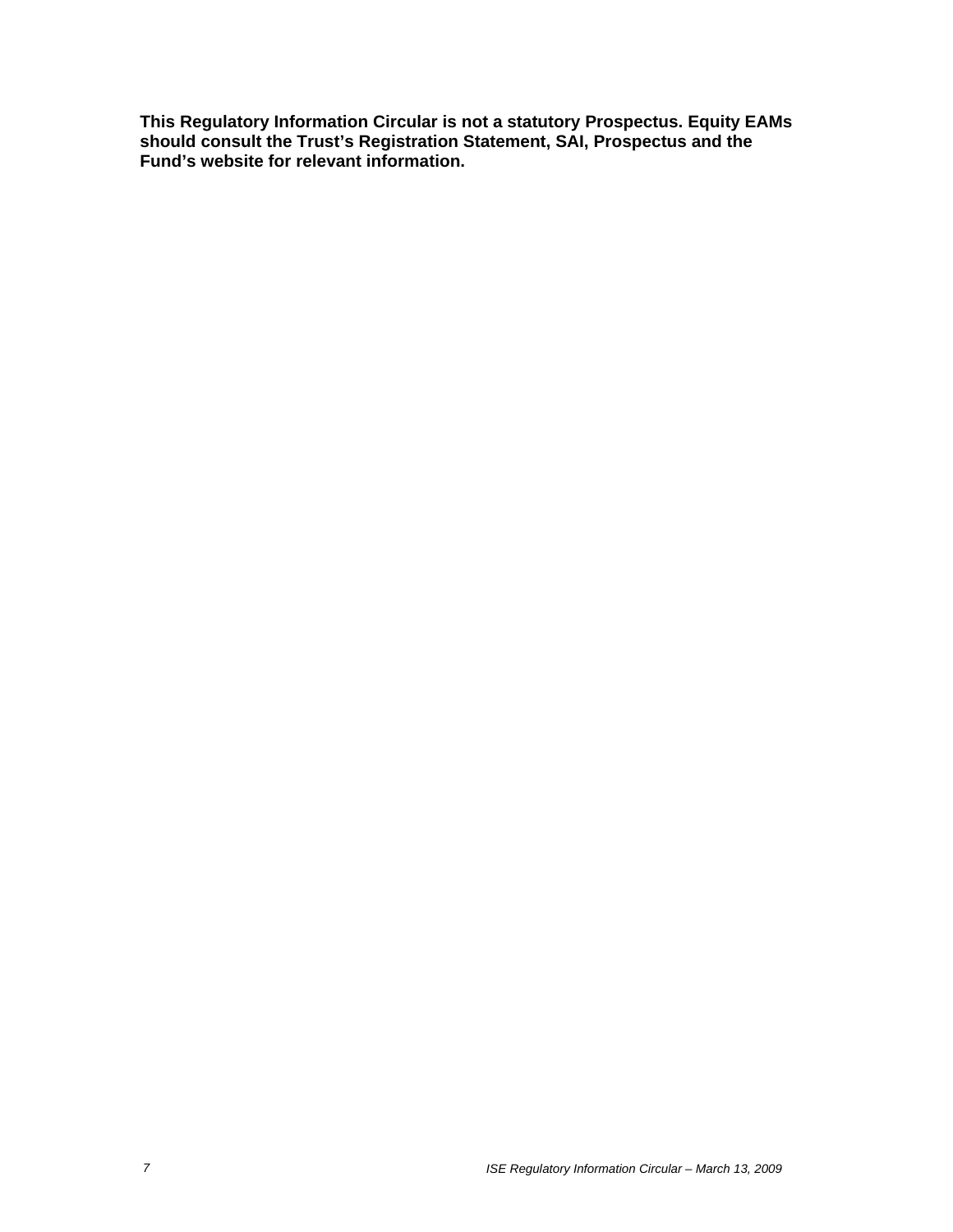**This Regulatory Information Circular is not a statutory Prospectus. Equity EAMs should consult the Trust's Registration Statement, SAI, Prospectus and the Fund's website for relevant information.**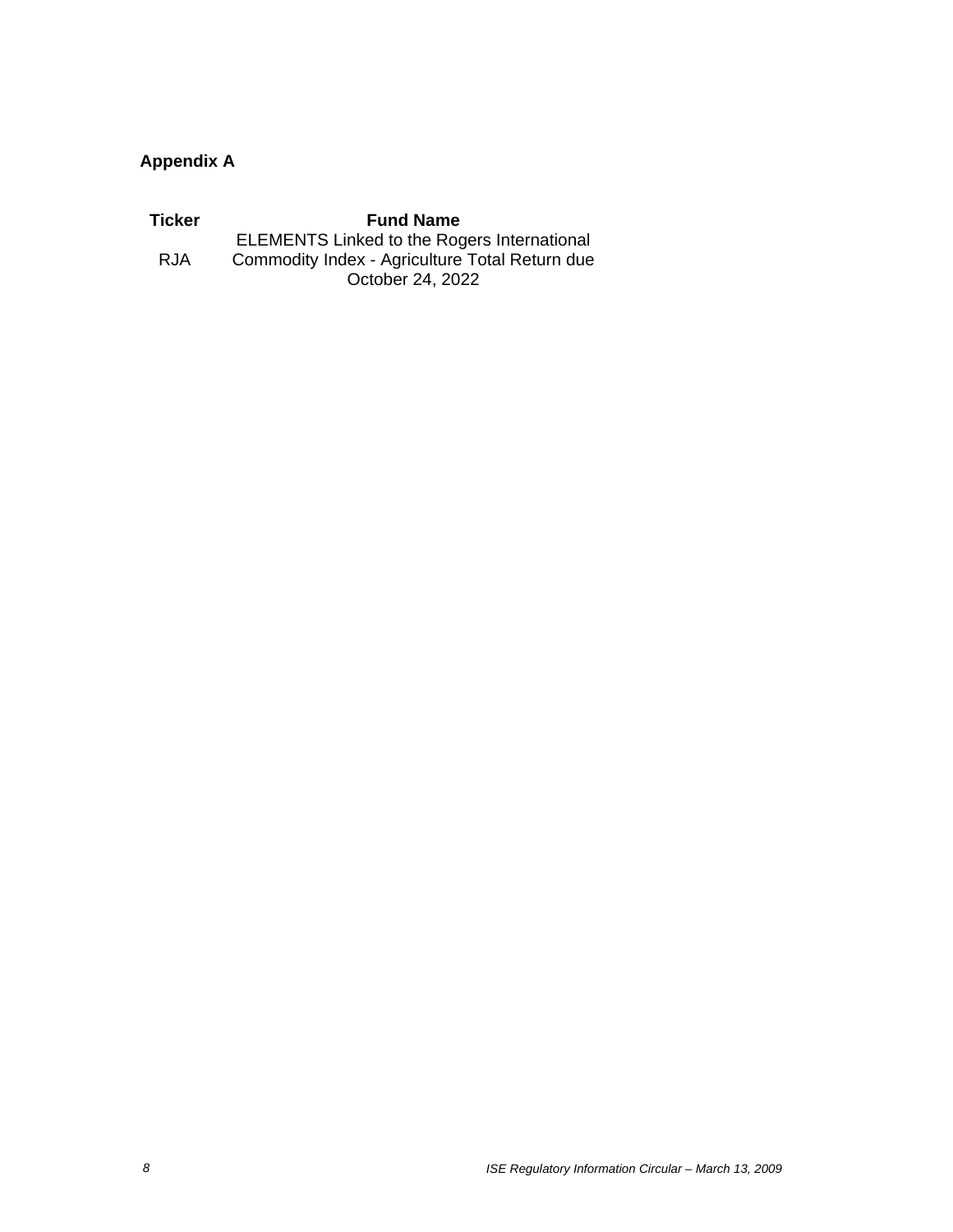## Appendix A

| Ticker | Fund Name |
|---|---|
| RJA | ELEMENTS Linked to the Rogers International Commodity Index - Agriculture Total Return due October 24, 2022 |